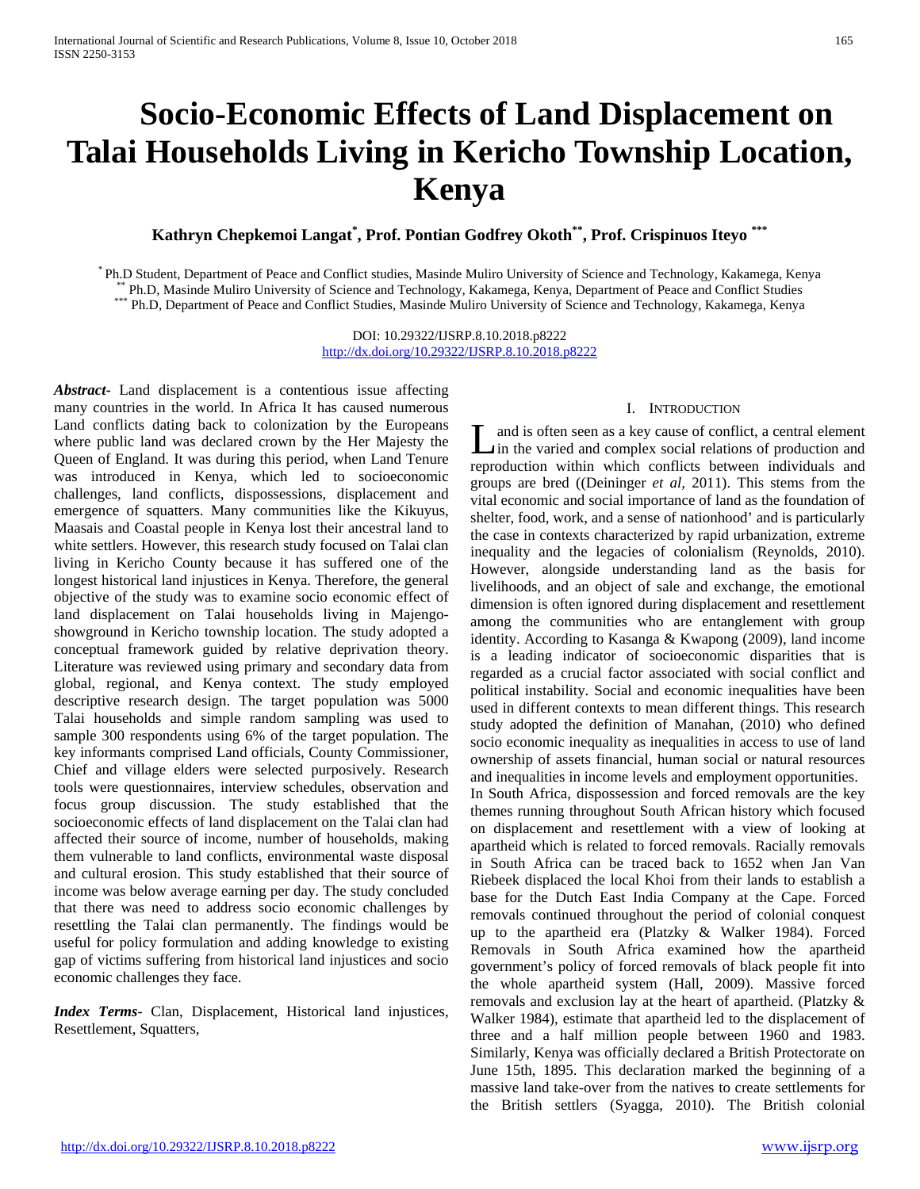# Socio-Economic Effects of Land Displacement on Talai Households Living in Kericho Township Location, Kenya

**Kathryn Chepkemoi Langat[*], Prof. Pontian Godfrey Okoth[**], Prof. Crispinuos Iteyo [***]**

[*] Ph.D Student, Department of Peace and Conflict studies, Masinde Muliro University of Science and Technology, Kakamega, Kenya
[**] Ph.D, Masinde Muliro University of Science and Technology, Kakamega, Kenya, Department of Peace and Conflict Studies
[***] Ph.D, Department of Peace and Conflict Studies, Masinde Muliro University of Science and Technology, Kakamega, Kenya

DOI: 10.29322/IJSRP.8.10.2018.p8222
http://dx.doi.org/10.29322/IJSRP.8.10.2018.p8222

***Abstract***- Land displacement is a contentious issue affecting many countries in the world. In Africa It has caused numerous Land conflicts dating back to colonization by the Europeans where public land was declared crown by the Her Majesty the Queen of England. It was during this period, when Land Tenure was introduced in Kenya, which led to socioeconomic challenges, land conflicts, dispossessions, displacement and emergence of squatters. Many communities like the Kikuyus, Maasais and Coastal people in Kenya lost their ancestral land to white settlers. However, this research study focused on Talai clan living in Kericho County because it has suffered one of the longest historical land injustices in Kenya. Therefore, the general objective of the study was to examine socio economic effect of land displacement on Talai households living in Majengo-showground in Kericho township location. The study adopted a conceptual framework guided by relative deprivation theory. Literature was reviewed using primary and secondary data from global, regional, and Kenya context. The study employed descriptive research design. The target population was 5000 Talai households and simple random sampling was used to sample 300 respondents using 6% of the target population. The key informants comprised Land officials, County Commissioner, Chief and village elders were selected purposively. Research tools were questionnaires, interview schedules, observation and focus group discussion. The study established that the socioeconomic effects of land displacement on the Talai clan had affected their source of income, number of households, making them vulnerable to land conflicts, environmental waste disposal and cultural erosion. This study established that their source of income was below average earning per day. The study concluded that there was need to address socio economic challenges by resettling the Talai clan permanently. The findings would be useful for policy formulation and adding knowledge to existing gap of victims suffering from historical land injustices and socio economic challenges they face.

***Index Terms***- Clan, Displacement, Historical land injustices, Resettlement, Squatters,

## I. Introduction

Land is often seen as a key cause of conflict, a central element in the varied and complex social relations of production and reproduction within which conflicts between individuals and groups are bred ((Deininger *et al*, 2011). This stems from the vital economic and social importance of land as the foundation of shelter, food, work, and a sense of nationhood' and is particularly the case in contexts characterized by rapid urbanization, extreme inequality and the legacies of colonialism (Reynolds, 2010). However, alongside understanding land as the basis for livelihoods, and an object of sale and exchange, the emotional dimension is often ignored during displacement and resettlement among the communities who are entanglement with group identity. According to Kasanga & Kwapong (2009), land income is a leading indicator of socioeconomic disparities that is regarded as a crucial factor associated with social conflict and political instability. Social and economic inequalities have been used in different contexts to mean different things. This research study adopted the definition of Manahan, (2010) who defined socio economic inequality as inequalities in access to use of land ownership of assets financial, human social or natural resources and inequalities in income levels and employment opportunities.

In South Africa, dispossession and forced removals are the key themes running throughout South African history which focused on displacement and resettlement with a view of looking at apartheid which is related to forced removals. Racially removals in South Africa can be traced back to 1652 when Jan Van Riebeek displaced the local Khoi from their lands to establish a base for the Dutch East India Company at the Cape. Forced removals continued throughout the period of colonial conquest up to the apartheid era (Platzky & Walker 1984). Forced Removals in South Africa examined how the apartheid government's policy of forced removals of black people fit into the whole apartheid system (Hall, 2009). Massive forced removals and exclusion lay at the heart of apartheid. (Platzky & Walker 1984), estimate that apartheid led to the displacement of three and a half million people between 1960 and 1983. Similarly, Kenya was officially declared a British Protectorate on June 15th, 1895. This declaration marked the beginning of a massive land take-over from the natives to create settlements for the British settlers (Syagga, 2010). The British colonial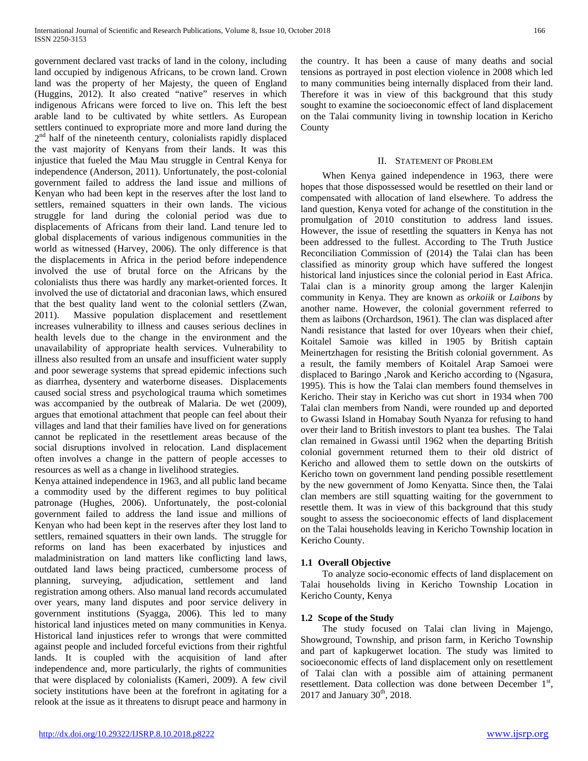government declared vast tracks of land in the colony, including land occupied by indigenous Africans, to be crown land. Crown land was the property of her Majesty, the queen of England (Huggins, 2012). It also created "native" reserves in which indigenous Africans were forced to live on. This left the best arable land to be cultivated by white settlers. As European settlers continued to expropriate more and more land during the 2nd half of the nineteenth century, colonialists rapidly displaced the vast majority of Kenyans from their lands. It was this injustice that fueled the Mau Mau struggle in Central Kenya for independence (Anderson, 2011). Unfortunately, the post-colonial government failed to address the land issue and millions of Kenyan who had been kept in the reserves after the lost land to settlers, remained squatters in their own lands. The vicious struggle for land during the colonial period was due to displacements of Africans from their land. Land tenure led to global displacements of various indigenous communities in the world as witnessed (Harvey, 2006). The only difference is that the displacements in Africa in the period before independence involved the use of brutal force on the Africans by the colonialists thus there was hardly any market-oriented forces. It involved the use of dictatorial and draconian laws, which ensured that the best quality land went to the colonial settlers (Zwan, 2011). Massive population displacement and resettlement increases vulnerability to illness and causes serious declines in health levels due to the change in the environment and the unavailability of appropriate health services. Vulnerability to illness also resulted from an unsafe and insufficient water supply and poor sewerage systems that spread epidemic infections such as diarrhea, dysentery and waterborne diseases. Displacements caused social stress and psychological trauma which sometimes was accompanied by the outbreak of Malaria. De wet (2009), argues that emotional attachment that people can feel about their villages and land that their families have lived on for generations cannot be replicated in the resettlement areas because of the social disruptions involved in relocation. Land displacement often involves a change in the pattern of people accesses to resources as well as a change in livelihood strategies.

Kenya attained independence in 1963, and all public land became a commodity used by the different regimes to buy political patronage (Hughes, 2006). Unfortunately, the post-colonial government failed to address the land issue and millions of Kenyan who had been kept in the reserves after they lost land to settlers, remained squatters in their own lands. The struggle for reforms on land has been exacerbated by injustices and maladministration on land matters like conflicting land laws, outdated land laws being practiced, cumbersome process of planning, surveying, adjudication, settlement and land registration among others. Also manual land records accumulated over years, many land disputes and poor service delivery in government institutions (Syagga, 2006). This led to many historical land injustices meted on many communities in Kenya. Historical land injustices refer to wrongs that were committed against people and included forceful evictions from their rightful lands. It is coupled with the acquisition of land after independence and, more particularly, the rights of communities that were displaced by colonialists (Kameri, 2009). A few civil society institutions have been at the forefront in agitating for a relook at the issue as it threatens to disrupt peace and harmony in the country. It has been a cause of many deaths and social tensions as portrayed in post election violence in 2008 which led to many communities being internally displaced from their land. Therefore it was in view of this background that this study sought to examine the socioeconomic effect of land displacement on the Talai community living in township location in Kericho County

## II. Statement of Problem

When Kenya gained independence in 1963, there were hopes that those dispossessed would be resettled on their land or compensated with allocation of land elsewhere. To address the land question, Kenya voted for achange of the constitution in the promulgation of 2010 constitution to address land issues. However, the issue of resettling the squatters in Kenya has not been addressed to the fullest. According to The Truth Justice Reconciliation Commission of (2014) the Talai clan has been classified as minority group which have suffered the longest historical land injustices since the colonial period in East Africa. Talai clan is a minority group among the larger Kalenjin community in Kenya. They are known as *orkoiik* or *Laibons* by another name. However, the colonial government referred to them as laibons (Orchardson, 1961). The clan was displaced after Nandi resistance that lasted for over 10years when their chief, Koitalel Samoie was killed in 1905 by British captain Meinertzhagen for resisting the British colonial government. As a result, the family members of Koitalel Arap Samoei were displaced to Baringo ,Narok and Kericho according to (Ngasura, 1995). This is how the Talai clan members found themselves in Kericho. Their stay in Kericho was cut short in 1934 when 700 Talai clan members from Nandi, were rounded up and deported to Gwassi Island in Homabay South Nyanza for refusing to hand over their land to British investors to plant tea bushes. The Talai clan remained in Gwassi until 1962 when the departing British colonial government returned them to their old district of Kericho and allowed them to settle down on the outskirts of Kericho town on government land pending possible resettlement by the new government of Jomo Kenyatta. Since then, the Talai clan members are still squatting waiting for the government to resettle them. It was in view of this background that this study sought to assess the socioeconomic effects of land displacement on the Talai households leaving in Kericho Township location in Kericho County.

### 1.1 Overall Objective

To analyze socio-economic effects of land displacement on Talai households living in Kericho Township Location in Kericho County, Kenya

### 1.2 Scope of the Study

The study focused on Talai clan living in Majengo, Showground, Township, and prison farm, in Kericho Township and part of kapkugerwet location. The study was limited to socioeconomic effects of land displacement only on resettlement of Talai clan with a possible aim of attaining permanent resettlement. Data collection was done between December 1st, 2017 and January 30th, 2018.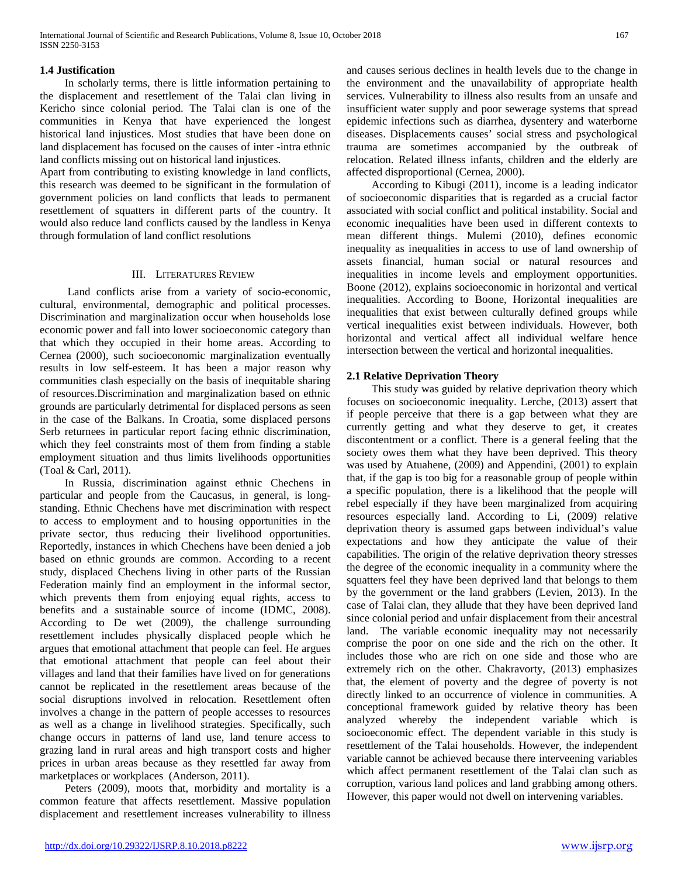### 1.4 Justification

In scholarly terms, there is little information pertaining to the displacement and resettlement of the Talai clan living in Kericho since colonial period. The Talai clan is one of the communities in Kenya that have experienced the longest historical land injustices. Most studies that have been done on land displacement has focused on the causes of inter -intra ethnic land conflicts missing out on historical land injustices.

Apart from contributing to existing knowledge in land conflicts, this research was deemed to be significant in the formulation of government policies on land conflicts that leads to permanent resettlement of squatters in different parts of the country. It would also reduce land conflicts caused by the landless in Kenya through formulation of land conflict resolutions

## III. Literatures Review

Land conflicts arise from a variety of socio-economic, cultural, environmental, demographic and political processes. Discrimination and marginalization occur when households lose economic power and fall into lower socioeconomic category than that which they occupied in their home areas. According to Cernea (2000), such socioeconomic marginalization eventually results in low self-esteem. It has been a major reason why communities clash especially on the basis of inequitable sharing of resources.Discrimination and marginalization based on ethnic grounds are particularly detrimental for displaced persons as seen in the case of the Balkans. In Croatia, some displaced persons Serb returnees in particular report facing ethnic discrimination, which they feel constraints most of them from finding a stable employment situation and thus limits livelihoods opportunities (Toal & Carl, 2011).

In Russia, discrimination against ethnic Chechens in particular and people from the Caucasus, in general, is long-standing. Ethnic Chechens have met discrimination with respect to access to employment and to housing opportunities in the private sector, thus reducing their livelihood opportunities. Reportedly, instances in which Chechens have been denied a job based on ethnic grounds are common. According to a recent study, displaced Chechens living in other parts of the Russian Federation mainly find an employment in the informal sector, which prevents them from enjoying equal rights, access to benefits and a sustainable source of income (IDMC, 2008). According to De wet (2009), the challenge surrounding resettlement includes physically displaced people which he argues that emotional attachment that people can feel. He argues that emotional attachment that people can feel about their villages and land that their families have lived on for generations cannot be replicated in the resettlement areas because of the social disruptions involved in relocation. Resettlement often involves a change in the pattern of people accesses to resources as well as a change in livelihood strategies. Specifically, such change occurs in patterns of land use, land tenure access to grazing land in rural areas and high transport costs and higher prices in urban areas because as they resettled far away from marketplaces or workplaces (Anderson, 2011).

Peters (2009), moots that, morbidity and mortality is a common feature that affects resettlement. Massive population displacement and resettlement increases vulnerability to illness and causes serious declines in health levels due to the change in the environment and the unavailability of appropriate health services. Vulnerability to illness also results from an unsafe and insufficient water supply and poor sewerage systems that spread epidemic infections such as diarrhea, dysentery and waterborne diseases. Displacements causes' social stress and psychological trauma are sometimes accompanied by the outbreak of relocation. Related illness infants, children and the elderly are affected disproportional (Cernea, 2000).

According to Kibugi (2011), income is a leading indicator of socioeconomic disparities that is regarded as a crucial factor associated with social conflict and political instability. Social and economic inequalities have been used in different contexts to mean different things. Mulemi (2010), defines economic inequality as inequalities in access to use of land ownership of assets financial, human social or natural resources and inequalities in income levels and employment opportunities. Boone (2012), explains socioeconomic in horizontal and vertical inequalities. According to Boone, Horizontal inequalities are inequalities that exist between culturally defined groups while vertical inequalities exist between individuals. However, both horizontal and vertical affect all individual welfare hence intersection between the vertical and horizontal inequalities.

### 2.1 Relative Deprivation Theory

This study was guided by relative deprivation theory which focuses on socioeconomic inequality. Lerche, (2013) assert that if people perceive that there is a gap between what they are currently getting and what they deserve to get, it creates discontentment or a conflict. There is a general feeling that the society owes them what they have been deprived. This theory was used by Atuahene, (2009) and Appendini, (2001) to explain that, if the gap is too big for a reasonable group of people within a specific population, there is a likelihood that the people will rebel especially if they have been marginalized from acquiring resources especially land. According to Li, (2009) relative deprivation theory is assumed gaps between individual's value expectations and how they anticipate the value of their capabilities. The origin of the relative deprivation theory stresses the degree of the economic inequality in a community where the squatters feel they have been deprived land that belongs to them by the government or the land grabbers (Levien, 2013). In the case of Talai clan, they allude that they have been deprived land since colonial period and unfair displacement from their ancestral land. The variable economic inequality may not necessarily comprise the poor on one side and the rich on the other. It includes those who are rich on one side and those who are extremely rich on the other. Chakravorty, (2013) emphasizes that, the element of poverty and the degree of poverty is not directly linked to an occurrence of violence in communities. A conceptional framework guided by relative theory has been analyzed whereby the independent variable which is socioeconomic effect. The dependent variable in this study is resettlement of the Talai households. However, the independent variable cannot be achieved because there intervening variables which affect permanent resettlement of the Talai clan such as corruption, various land polices and land grabbing among others. However, this paper would not dwell on intervening variables.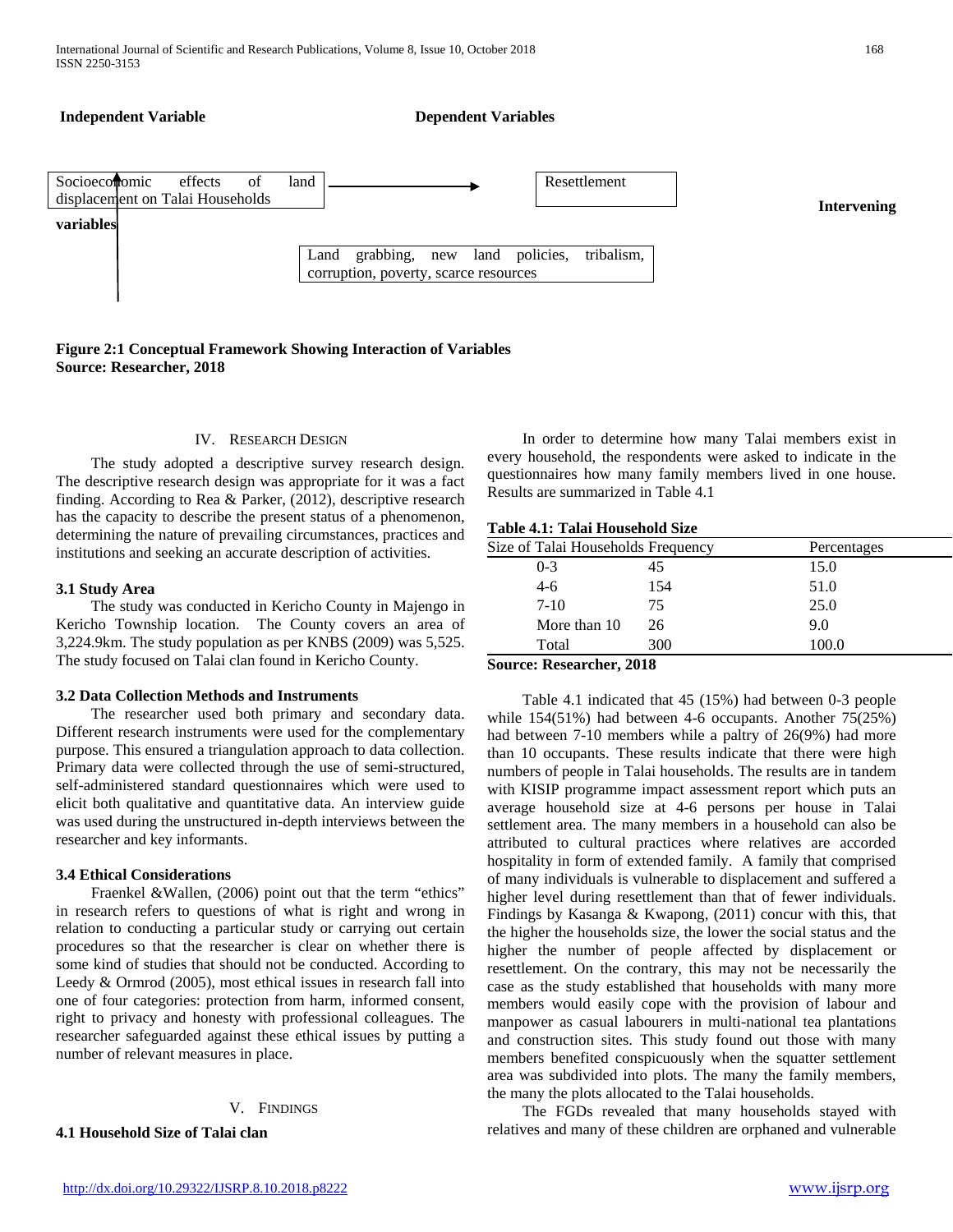**Independent Variable** **Dependent Variables**

Socioeconomic effects of land displacement on Talai Households → Resettlement

**Intervening variables**

Land grabbing, new land policies, tribalism, corruption, poverty, scarce resources

**Figure 2:1 Conceptual Framework Showing Interaction of Variables**
**Source: Researcher, 2018**

## IV. Research Design

The study adopted a descriptive survey research design. The descriptive research design was appropriate for it was a fact finding. According to Rea & Parker, (2012), descriptive research has the capacity to describe the present status of a phenomenon, determining the nature of prevailing circumstances, practices and institutions and seeking an accurate description of activities.

### 3.1 Study Area

The study was conducted in Kericho County in Majengo in Kericho Township location. The County covers an area of 3,224.9km. The study population as per KNBS (2009) was 5,525. The study focused on Talai clan found in Kericho County.

### 3.2 Data Collection Methods and Instruments

The researcher used both primary and secondary data. Different research instruments were used for the complementary purpose. This ensured a triangulation approach to data collection. Primary data were collected through the use of semi-structured, self-administered standard questionnaires which were used to elicit both qualitative and quantitative data. An interview guide was used during the unstructured in-depth interviews between the researcher and key informants.

### 3.4 Ethical Considerations

Fraenkel &Wallen, (2006) point out that the term "ethics" in research refers to questions of what is right and wrong in relation to conducting a particular study or carrying out certain procedures so that the researcher is clear on whether there is some kind of studies that should not be conducted. According to Leedy & Ormrod (2005), most ethical issues in research fall into one of four categories: protection from harm, informed consent, right to privacy and honesty with professional colleagues. The researcher safeguarded against these ethical issues by putting a number of relevant measures in place.

## V. Findings

### 4.1 Household Size of Talai clan

In order to determine how many Talai members exist in every household, the respondents were asked to indicate in the questionnaires how many family members lived in one house. Results are summarized in Table 4.1

**Table 4.1: Talai Household Size**

| Size of Talai Households | Frequency | Percentages |
|---|---|---|
| 0-3 | 45 | 15.0 |
| 4-6 | 154 | 51.0 |
| 7-10 | 75 | 25.0 |
| More than 10 | 26 | 9.0 |
| Total | 300 | 100.0 |

**Source: Researcher, 2018**

Table 4.1 indicated that 45 (15%) had between 0-3 people while 154(51%) had between 4-6 occupants. Another 75(25%) had between 7-10 members while a paltry of 26(9%) had more than 10 occupants. These results indicate that there were high numbers of people in Talai households. The results are in tandem with KISIP programme impact assessment report which puts an average household size at 4-6 persons per house in Talai settlement area. The many members in a household can also be attributed to cultural practices where relatives are accorded hospitality in form of extended family. A family that comprised of many individuals is vulnerable to displacement and suffered a higher level during resettlement than that of fewer individuals. Findings by Kasanga & Kwapong, (2011) concur with this, that the higher the households size, the lower the social status and the higher the number of people affected by displacement or resettlement. On the contrary, this may not be necessarily the case as the study established that households with many more members would easily cope with the provision of labour and manpower as casual labourers in multi-national tea plantations and construction sites. This study found out those with many members benefited conspicuously when the squatter settlement area was subdivided into plots. The many the family members, the many the plots allocated to the Talai households.

The FGDs revealed that many households stayed with relatives and many of these children are orphaned and vulnerable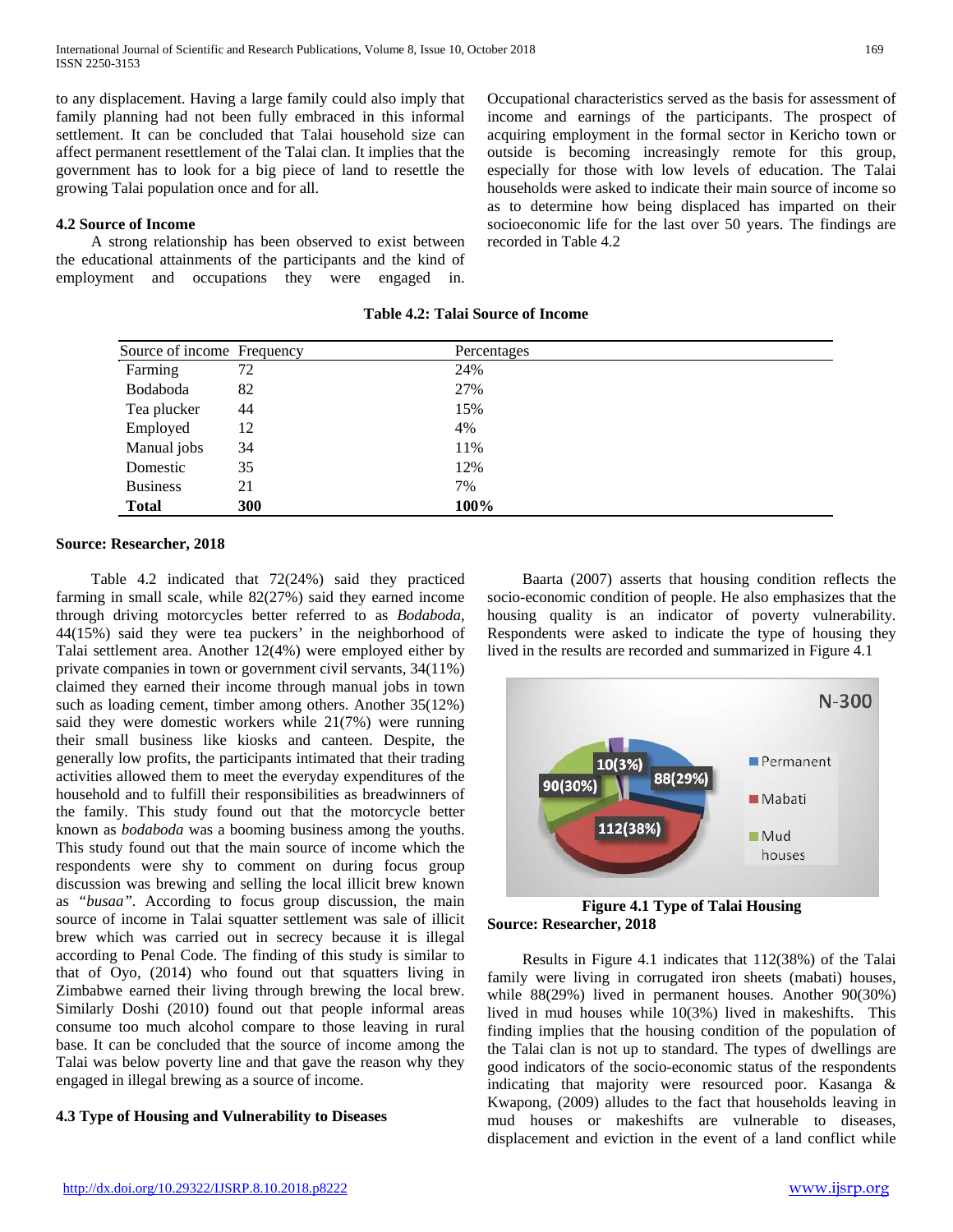to any displacement. Having a large family could also imply that family planning had not been fully embraced in this informal settlement. It can be concluded that Talai household size can affect permanent resettlement of the Talai clan. It implies that the government has to look for a big piece of land to resettle the growing Talai population once and for all.

### 4.2 Source of Income

A strong relationship has been observed to exist between the educational attainments of the participants and the kind of employment and occupations they were engaged in. Occupational characteristics served as the basis for assessment of income and earnings of the participants. The prospect of acquiring employment in the formal sector in Kericho town or outside is becoming increasingly remote for this group, especially for those with low levels of education. The Talai households were asked to indicate their main source of income so as to determine how being displaced has imparted on their socioeconomic life for the last over 50 years. The findings are recorded in Table 4.2

**Table 4.2: Talai Source of Income**

| Source of income | Frequency | Percentages |
|---|---|---|
| Farming | 72 | 24% |
| Bodaboda | 82 | 27% |
| Tea plucker | 44 | 15% |
| Employed | 12 | 4% |
| Manual jobs | 34 | 11% |
| Domestic | 35 | 12% |
| Business | 21 | 7% |
| **Total** | **300** | **100%** |

**Source: Researcher, 2018**

Table 4.2 indicated that 72(24%) said they practiced farming in small scale, while 82(27%) said they earned income through driving motorcycles better referred to as *Bodaboda*, 44(15%) said they were tea puckers' in the neighborhood of Talai settlement area. Another 12(4%) were employed either by private companies in town or government civil servants, 34(11%) claimed they earned their income through manual jobs in town such as loading cement, timber among others. Another 35(12%) said they were domestic workers while 21(7%) were running their small business like kiosks and canteen. Despite, the generally low profits, the participants intimated that their trading activities allowed them to meet the everyday expenditures of the household and to fulfill their responsibilities as breadwinners of the family. This study found out that the motorcycle better known as *bodaboda* was a booming business among the youths. This study found out that the main source of income which the respondents were shy to comment on during focus group discussion was brewing and selling the local illicit brew known as *"busaa"*. According to focus group discussion, the main source of income in Talai squatter settlement was sale of illicit brew which was carried out in secrecy because it is illegal according to Penal Code. The finding of this study is similar to that of Oyo, (2014) who found out that squatters living in Zimbabwe earned their living through brewing the local brew. Similarly Doshi (2010) found out that people informal areas consume too much alcohol compare to those leaving in rural base. It can be concluded that the source of income among the Talai was below poverty line and that gave the reason why they engaged in illegal brewing as a source of income.

### 4.3 Type of Housing and Vulnerability to Diseases

Baarta (2007) asserts that housing condition reflects the socio-economic condition of people. He also emphasizes that the housing quality is an indicator of poverty vulnerability. Respondents were asked to indicate the type of housing they lived in the results are recorded and summarized in Figure 4.1

**Figure 4.1 Type of Talai Housing**

**Source: Researcher, 2018**

Results in Figure 4.1 indicates that 112(38%) of the Talai family were living in corrugated iron sheets (mabati) houses, while 88(29%) lived in permanent houses. Another 90(30%) lived in mud houses while 10(3%) lived in makeshifts. This finding implies that the housing condition of the population of the Talai clan is not up to standard. The types of dwellings are good indicators of the socio-economic status of the respondents indicating that majority were resourced poor. Kasanga & Kwapong, (2009) alludes to the fact that households leaving in mud houses or makeshifts are vulnerable to diseases, displacement and eviction in the event of a land conflict while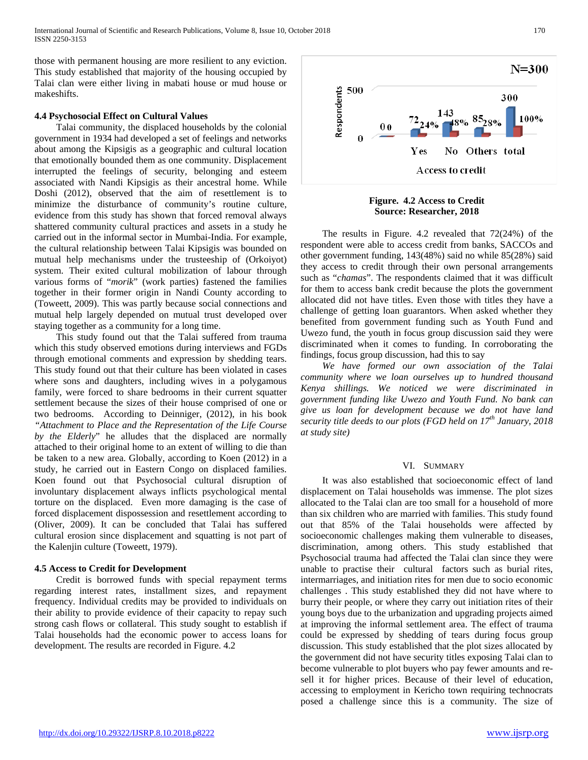those with permanent housing are more resilient to any eviction. This study established that majority of the housing occupied by Talai clan were either living in mabati house or mud house or makeshifts.

### 4.4 Psychosocial Effect on Cultural Values

Talai community, the displaced households by the colonial government in 1934 had developed a set of feelings and networks about among the Kipsigis as a geographic and cultural location that emotionally bounded them as one community. Displacement interrupted the feelings of security, belonging and esteem associated with Nandi Kipsigis as their ancestral home. While Doshi (2012), observed that the aim of resettlement is to minimize the disturbance of community's routine culture, evidence from this study has shown that forced removal always shattered community cultural practices and assets in a study he carried out in the informal sector in Mumbai-India. For example, the cultural relationship between Talai Kipsigis was bounded on mutual help mechanisms under the trusteeship of (Orkoiyot) system. Their exited cultural mobilization of labour through various forms of "*morik*" (work parties) fastened the families together in their former origin in Nandi County according to (Toweett, 2009). This was partly because social connections and mutual help largely depended on mutual trust developed over staying together as a community for a long time.

This study found out that the Talai suffered from trauma which this study observed emotions during interviews and FGDs through emotional comments and expression by shedding tears. This study found out that their culture has been violated in cases where sons and daughters, including wives in a polygamous family, were forced to share bedrooms in their current squatter settlement because the sizes of their house comprised of one or two bedrooms. According to Deinniger, (2012), in his book *"Attachment to Place and the Representation of the Life Course by the Elderly*" he alludes that the displaced are normally attached to their original home to an extent of willing to die than be taken to a new area. Globally, according to Koen (2012) in a study, he carried out in Eastern Congo on displaced families. Koen found out that Psychosocial cultural disruption of involuntary displacement always inflicts psychological mental torture on the displaced. Even more damaging is the case of forced displacement dispossession and resettlement according to (Oliver, 2009). It can be concluded that Talai has suffered cultural erosion since displacement and squatting is not part of the Kalenjin culture (Toweett, 1979).

### 4.5 Access to Credit for Development

Credit is borrowed funds with special repayment terms regarding interest rates, installment sizes, and repayment frequency. Individual credits may be provided to individuals on their ability to provide evidence of their capacity to repay such strong cash flows or collateral. This study sought to establish if Talai households had the economic power to access loans for development. The results are recorded in Figure. 4.2

**Figure. 4.2 Access to Credit**
**Source: Researcher, 2018**

The results in Figure. 4.2 revealed that 72(24%) of the respondent were able to access credit from banks, SACCOs and other government funding, 143(48%) said no while 85(28%) said they access to credit through their own personal arrangements such as "*chamas*". The respondents claimed that it was difficult for them to access bank credit because the plots the government allocated did not have titles. Even those with titles they have a challenge of getting loan guarantors. When asked whether they benefited from government funding such as Youth Fund and Uwezo fund, the youth in focus group discussion said they were discriminated when it comes to funding. In corroborating the findings, focus group discussion, had this to say

*We have formed our own association of the Talai community where we loan ourselves up to hundred thousand Kenya shillings. We noticed we were discriminated in government funding like Uwezo and Youth Fund. No bank can give us loan for development because we do not have land security title deeds to our plots (FGD held on 17th January, 2018 at study site)*

## VI. Summary

It was also established that socioeconomic effect of land displacement on Talai households was immense. The plot sizes allocated to the Talai clan are too small for a household of more than six children who are married with families. This study found out that 85% of the Talai households were affected by socioeconomic challenges making them vulnerable to diseases, discrimination, among others. This study established that Psychosocial trauma had affected the Talai clan since they were unable to practise their cultural factors such as burial rites, intermarriages, and initiation rites for men due to socio economic challenges . This study established they did not have where to burry their people, or where they carry out initiation rites of their young boys due to the urbanization and upgrading projects aimed at improving the informal settlement area. The effect of trauma could be expressed by shedding of tears during focus group discussion. This study established that the plot sizes allocated by the government did not have security titles exposing Talai clan to become vulnerable to plot buyers who pay fewer amounts and re-sell it for higher prices. Because of their level of education, accessing to employment in Kericho town requiring technocrats posed a challenge since this is a community. The size of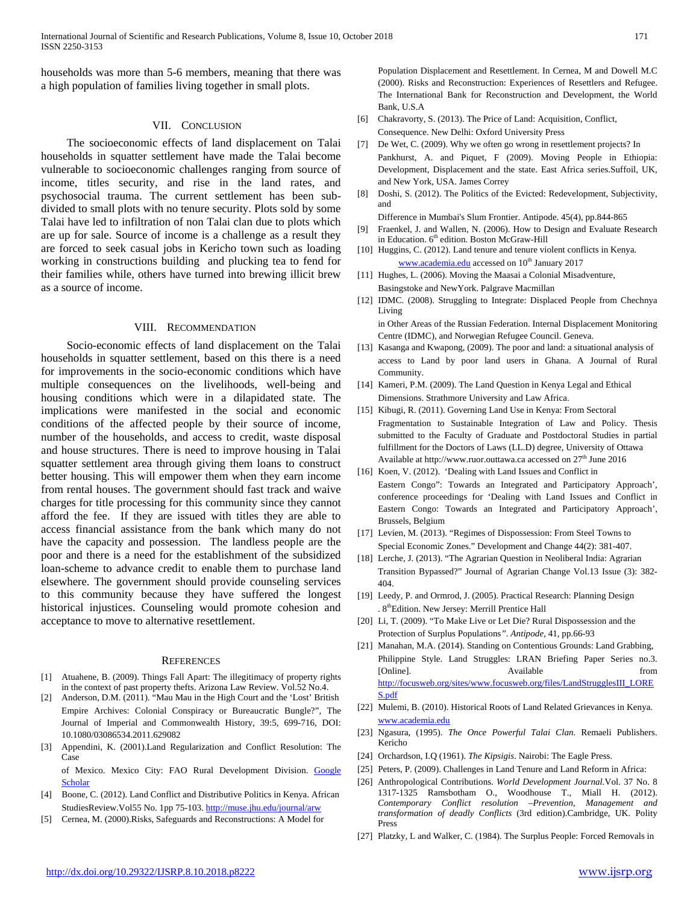households was more than 5-6 members, meaning that there was a high population of families living together in small plots.

## VII. Conclusion

The socioeconomic effects of land displacement on Talai households in squatter settlement have made the Talai become vulnerable to socioeconomic challenges ranging from source of income, titles security, and rise in the land rates, and psychosocial trauma. The current settlement has been sub-divided to small plots with no tenure security. Plots sold by some Talai have led to infiltration of non Talai clan due to plots which are up for sale. Source of income is a challenge as a result they are forced to seek casual jobs in Kericho town such as loading working in constructions building and plucking tea to fend for their families while, others have turned into brewing illicit brew as a source of income.

## VIII. Recommendation

Socio-economic effects of land displacement on the Talai households in squatter settlement, based on this there is a need for improvements in the socio-economic conditions which have multiple consequences on the livelihoods, well-being and housing conditions which were in a dilapidated state. The implications were manifested in the social and economic conditions of the affected people by their source of income, number of the households, and access to credit, waste disposal and house structures. There is need to improve housing in Talai squatter settlement area through giving them loans to construct better housing. This will empower them when they earn income from rental houses. The government should fast track and waive charges for title processing for this community since they cannot afford the fee. If they are issued with titles they are able to access financial assistance from the bank which many do not have the capacity and possession. The landless people are the poor and there is a need for the establishment of the subsidized loan-scheme to advance credit to enable them to purchase land elsewhere. The government should provide counseling services to this community because they have suffered the longest historical injustices. Counseling would promote cohesion and acceptance to move to alternative resettlement.

## References

[1] Atuahene, B. (2009). Things Fall Apart: The illegitimacy of property rights in the context of past property thefts. Arizona Law Review. Vol.52 No.4.

[2] Anderson, D.M. (2011). "Mau Mau in the High Court and the 'Lost' British Empire Archives: Colonial Conspiracy or Bureaucratic Bungle?", The Journal of Imperial and Commonwealth History, 39:5, 699-716, DOI: 10.1080/03086534.2011.629082

[3] Appendini, K. (2001).Land Regularization and Conflict Resolution: The Case of Mexico. Mexico City: FAO Rural Development Division. Google Scholar

[4] Boone, C. (2012). Land Conflict and Distributive Politics in Kenya. African StudiesReview.Vol55 No. 1pp 75-103. http://muse.jhu.edu/journal/arw

[5] Cernea, M. (2000).Risks, Safeguards and Reconstructions: A Model for Population Displacement and Resettlement. In Cernea, M and Dowell M.C (2000). Risks and Reconstruction: Experiences of Resettlers and Refugee. The International Bank for Reconstruction and Development, the World Bank, U.S.A

[6] Chakravorty, S. (2013). The Price of Land: Acquisition, Conflict, Consequence. New Delhi: Oxford University Press

[7] De Wet, C. (2009). Why we often go wrong in resettlement projects? In Pankhurst, A. and Piquet, F (2009). Moving People in Ethiopia: Development, Displacement and the state. East Africa series.Suffoil, UK, and New York, USA. James Correy

[8] Doshi, S. (2012). The Politics of the Evicted: Redevelopment, Subjectivity, and Difference in Mumbai's Slum Frontier. Antipode. 45(4), pp.844-865

[9] Fraenkel, J. and Wallen, N. (2006). How to Design and Evaluate Research in Education. 6th edition. Boston McGraw-Hill

[10] Huggins, C. (2012). Land tenure and tenure violent conflicts in Kenya. www.academia.edu accessed on 10th January 2017

[11] Hughes, L. (2006). Moving the Maasai a Colonial Misadventure, Basingstoke and NewYork. Palgrave Macmillan

[12] IDMC. (2008). Struggling to Integrate: Displaced People from Chechnya Living in Other Areas of the Russian Federation. Internal Displacement Monitoring Centre (IDMC), and Norwegian Refugee Council. Geneva.

[13] Kasanga and Kwapong, (2009). The poor and land: a situational analysis of access to Land by poor land users in Ghana. A Journal of Rural Community.

[14] Kameri, P.M. (2009). The Land Question in Kenya Legal and Ethical Dimensions. Strathmore University and Law Africa.

[15] Kibugi, R. (2011). Governing Land Use in Kenya: From Sectoral Fragmentation to Sustainable Integration of Law and Policy. Thesis submitted to the Faculty of Graduate and Postdoctoral Studies in partial fulfillment for the Doctors of Laws (LL.D) degree, University of Ottawa Available at http://www.ruor.outtawa.ca accessed on 27th June 2016

[16] Koen, V. (2012). 'Dealing with Land Issues and Conflict in Eastern Congo": Towards an Integrated and Participatory Approach', conference proceedings for 'Dealing with Land Issues and Conflict in Eastern Congo: Towards an Integrated and Participatory Approach', Brussels, Belgium

[17] Levien, M. (2013). "Regimes of Dispossession: From Steel Towns to Special Economic Zones." Development and Change 44(2): 381-407.

[18] Lerche, J. (2013). "The Agrarian Question in Neoliberal India: Agrarian Transition Bypassed?" Journal of Agrarian Change Vol.13 Issue (3): 382-404.

[19] Leedy, P. and Ormrod, J. (2005). Practical Research: Planning Design . 8thEdition. New Jersey: Merrill Prentice Hall

[20] Li, T. (2009). "To Make Live or Let Die? Rural Dispossession and the Protection of Surplus Populations". *Antipode*, 41, pp.66-93

[21] Manahan, M.A. (2014). Standing on Contentious Grounds: Land Grabbing, Philippine Style. Land Struggles: LRAN Briefing Paper Series no.3. [Online]. Available from http://focusweb.org/sites/www.focusweb.org/files/LandStrugglesIII_LORES.pdf

[22] Mulemi, B. (2010). Historical Roots of Land Related Grievances in Kenya. www.academia.edu

[23] Ngasura, (1995). *The Once Powerful Talai Clan*. Remaeli Publishers. Kericho

[24] Orchardson, I.Q (1961). *The Kipsigis*. Nairobi: The Eagle Press.

[25] Peters, P. (2009). Challenges in Land Tenure and Land Reform in Africa:

[26] Anthropological Contributions. *World Development Journal.*Vol. 37 No. 8 1317-1325 Ramsbotham O., Woodhouse T., Miall H. (2012). *Contemporary Conflict resolution –Prevention, Management and transformation of deadly Conflicts* (3rd edition).Cambridge, UK. Polity Press

[27] Platzky, L and Walker, C. (1984). The Surplus People: Forced Removals in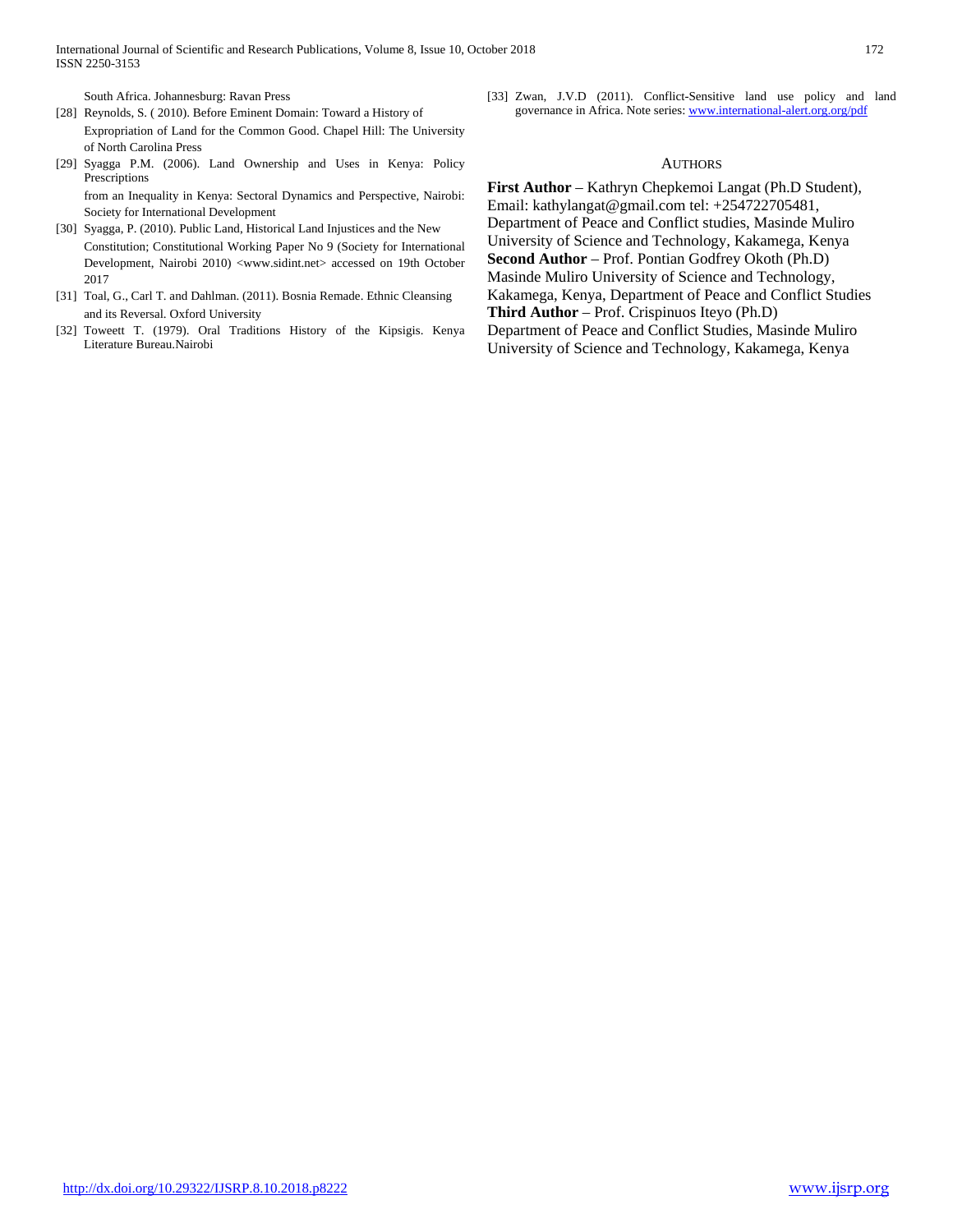South Africa. Johannesburg: Ravan Press

[28] Reynolds, S. ( 2010). Before Eminent Domain: Toward a History of Expropriation of Land for the Common Good. Chapel Hill: The University of North Carolina Press

[29] Syagga P.M. (2006). Land Ownership and Uses in Kenya: Policy Prescriptions from an Inequality in Kenya: Sectoral Dynamics and Perspective, Nairobi: Society for International Development

[30] Syagga, P. (2010). Public Land, Historical Land Injustices and the New Constitution; Constitutional Working Paper No 9 (Society for International Development, Nairobi 2010) <www.sidint.net> accessed on 19th October 2017

[31] Toal, G., Carl T. and Dahlman. (2011). Bosnia Remade. Ethnic Cleansing and its Reversal. Oxford University

[32] Toweett T. (1979). Oral Traditions History of the Kipsigis. Kenya Literature Bureau.Nairobi

[33] Zwan, J.V.D (2011). Conflict-Sensitive land use policy and land governance in Africa. Note series: www.international-alert.org/pdf

## Authors

**First Author** – Kathryn Chepkemoi Langat (Ph.D Student), Email: kathylangat@gmail.com tel: +254722705481, Department of Peace and Conflict studies, Masinde Muliro University of Science and Technology, Kakamega, Kenya

**Second Author** – Prof. Pontian Godfrey Okoth (Ph.D) Masinde Muliro University of Science and Technology, Kakamega, Kenya, Department of Peace and Conflict Studies

**Third Author** – Prof. Crispinuos Iteyo (Ph.D) Department of Peace and Conflict Studies, Masinde Muliro University of Science and Technology, Kakamega, Kenya